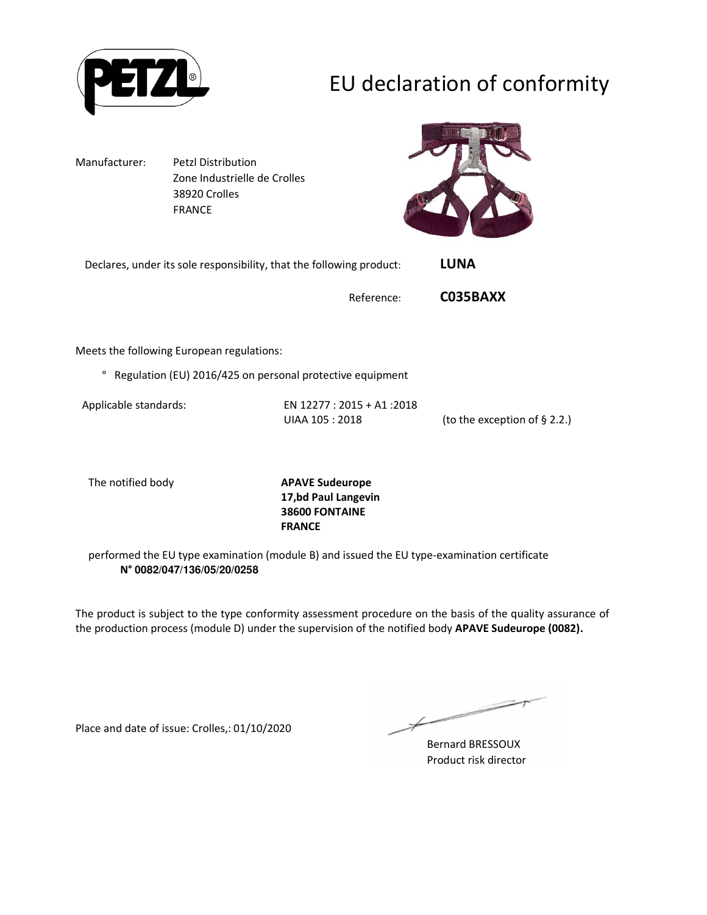# EU declaration of conformity

Manufacturer: Petzl Distribution
Zone Industrielle de Crolles
38920 Crolles
FRANCE

Declares, under its sole responsibility, that the following product: **LUNA**

Reference: **C035BAXX**

Meets the following European regulations:

° Regulation (EU) 2016/425 on personal protective equipment

| Applicable standards: | EN 12277 : 2015 + A1 :2018 | |
| --- | --- | --- |
| | UIAA 105 : 2018 | (to the exception of § 2.2.) |

The notified body **APAVE Sudeurope**
**17,bd Paul Langevin**
**38600 FONTAINE**
**FRANCE**

performed the EU type examination (module B) and issued the EU type-examination certificate
**N° 0082/047/136/05/20/0258**

The product is subject to the type conformity assessment procedure on the basis of the quality assurance of the production process (module D) under the supervision of the notified body **APAVE Sudeurope (0082).**

Place and date of issue: Crolles,: 01/10/2020

Bernard BRESSOUX
Product risk director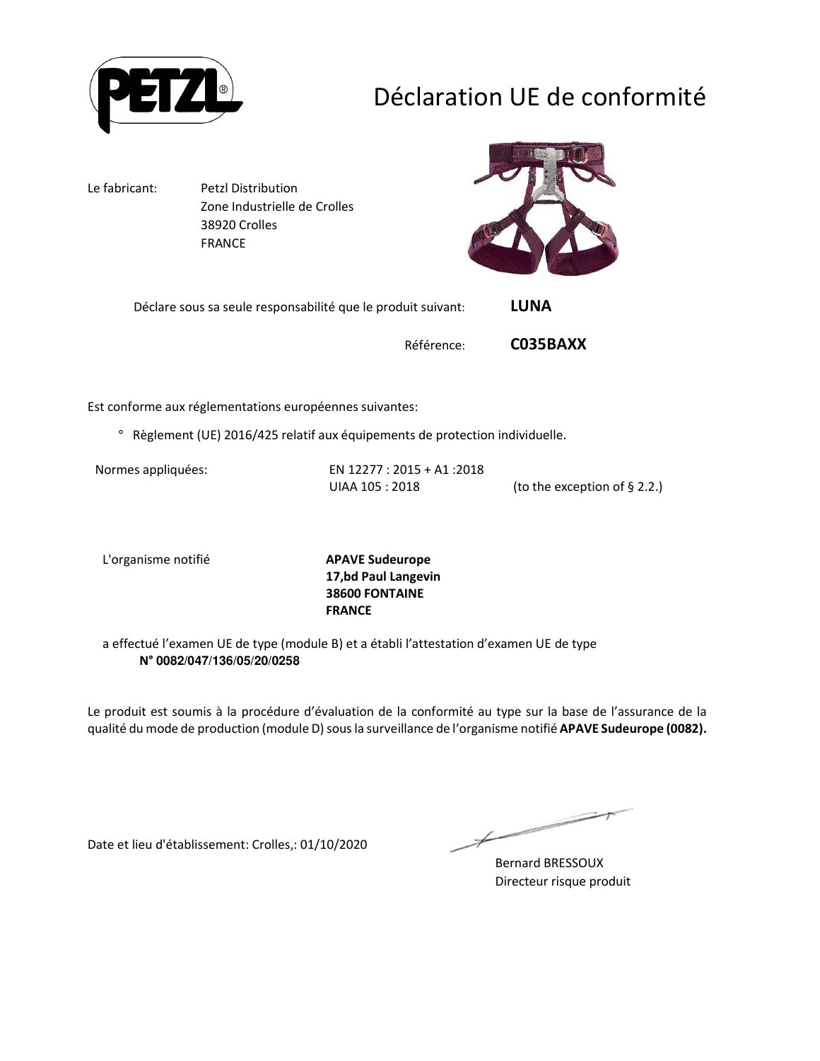# Déclaration UE de conformité

Le fabricant: Petzl Distribution
Zone Industrielle de Crolles
38920 Crolles
FRANCE

Déclare sous sa seule responsabilité que le produit suivant: **LUNA**

Référence: **C035BAXX**

Est conforme aux réglementations européennes suivantes:

° Règlement (UE) 2016/425 relatif aux équipements de protection individuelle.

Normes appliquées: EN 12277 : 2015 + A1 :2018
UIAA 105 : 2018 (to the exception of § 2.2.)

L'organisme notifié **APAVE Sudeurope**
**17,bd Paul Langevin**
**38600 FONTAINE**
**FRANCE**

a effectué l'examen UE de type (module B) et a établi l'attestation d'examen UE de type
**N° 0082/047/136/05/20/0258**

Le produit est soumis à la procédure d'évaluation de la conformité au type sur la base de l'assurance de la qualité du mode de production (module D) sous la surveillance de l'organisme notifié **APAVE Sudeurope (0082).**

Date et lieu d'établissement: Crolles,: 01/10/2020

Bernard BRESSOUX
Directeur risque produit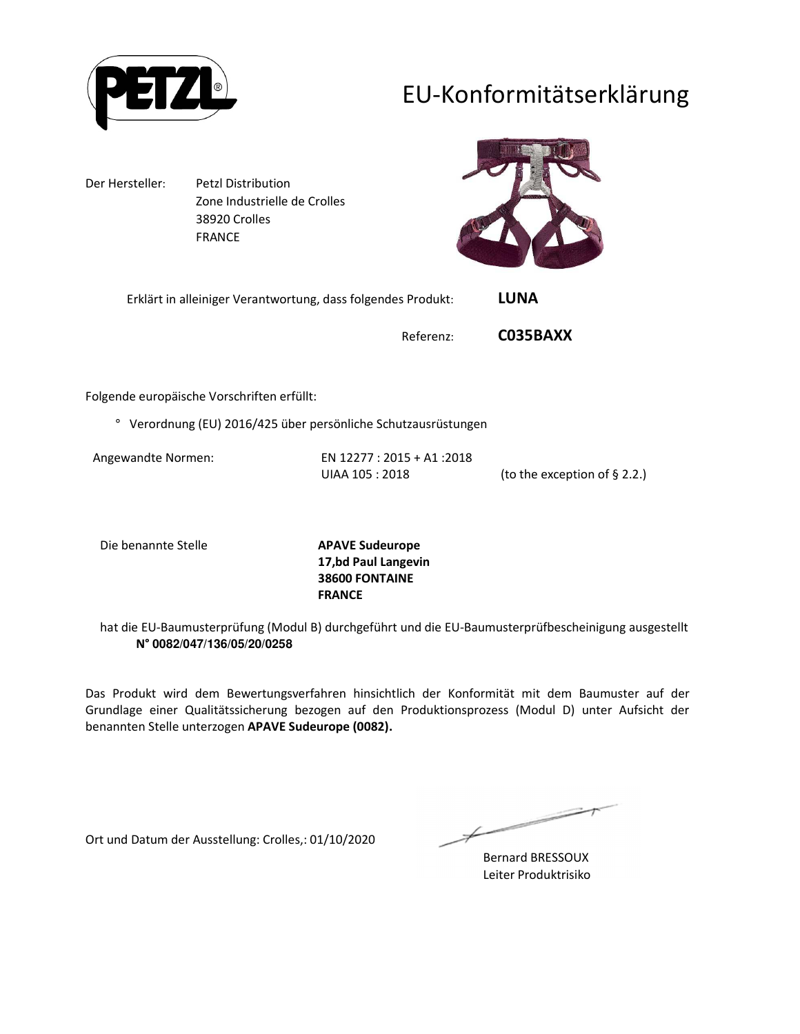# EU-Konformitätserklärung

Der Hersteller: Petzl Distribution
Zone Industrielle de Crolles
38920 Crolles
FRANCE

Erklärt in alleiniger Verantwortung, dass folgendes Produkt: **LUNA**

Referenz: **C035BAXX**

Folgende europäische Vorschriften erfüllt:

° Verordnung (EU) 2016/425 über persönliche Schutzausrüstungen

Angewandte Normen: EN 12277 : 2015 + A1 :2018
UIAA 105 : 2018 (to the exception of § 2.2.)

Die benannte Stelle **APAVE Sudeurope**
**17,bd Paul Langevin**
**38600 FONTAINE**
**FRANCE**

hat die EU-Baumusterprüfung (Modul B) durchgeführt und die EU-Baumusterprüfbescheinigung ausgestellt
**N° 0082/047/136/05/20/0258**

Das Produkt wird dem Bewertungsverfahren hinsichtlich der Konformität mit dem Baumuster auf der Grundlage einer Qualitätssicherung bezogen auf den Produktionsprozess (Modul D) unter Aufsicht der benannten Stelle unterzogen **APAVE Sudeurope (0082).**

Ort und Datum der Ausstellung: Crolles,: 01/10/2020

Bernard BRESSOUX
Leiter Produktrisiko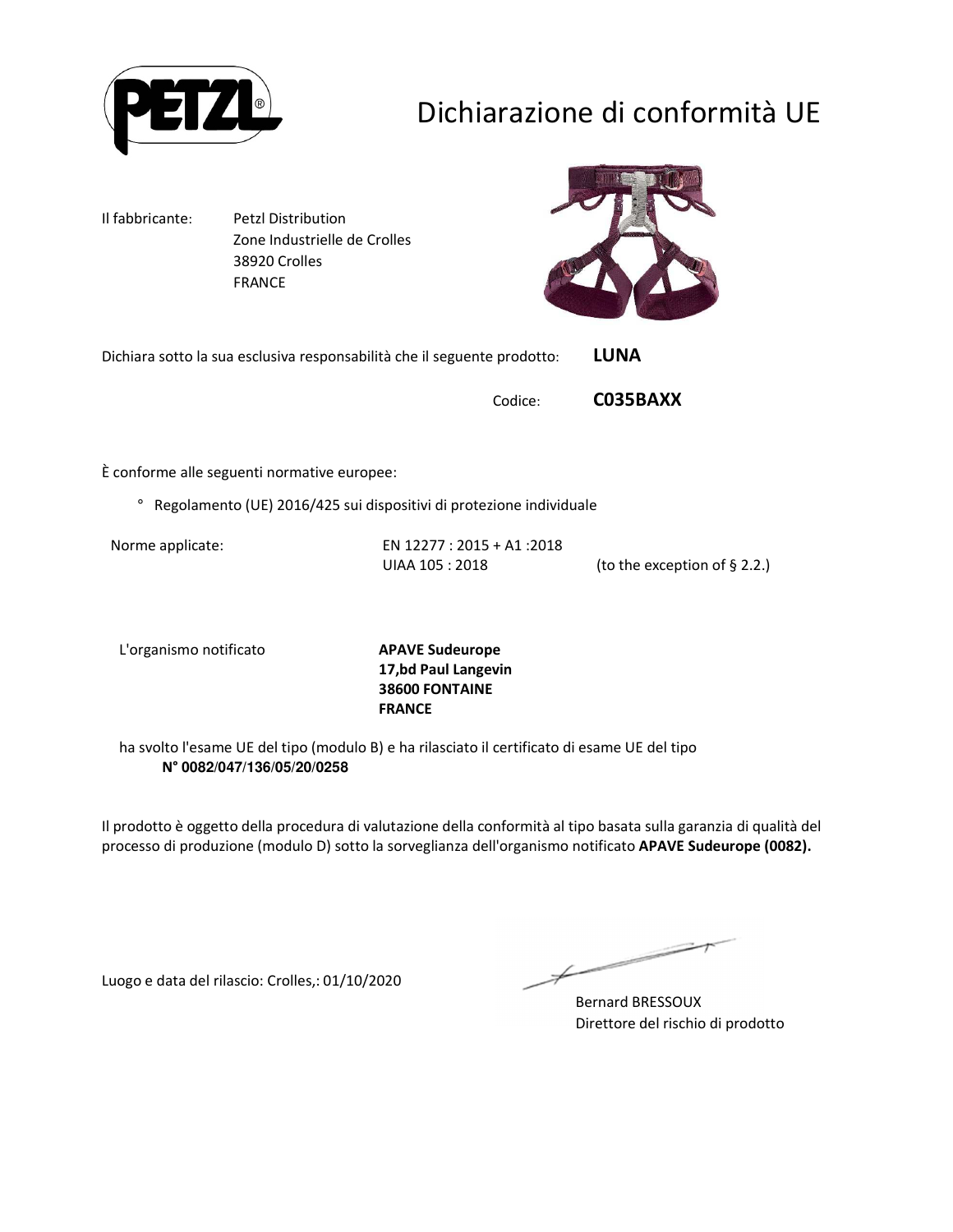# Dichiarazione di conformità UE

Il fabbricante: Petzl Distribution
Zone Industrielle de Crolles
38920 Crolles
FRANCE

Dichiara sotto la sua esclusiva responsabilità che il seguente prodotto: **LUNA**

Codice: **C035BAXX**

È conforme alle seguenti normative europee:

° Regolamento (UE) 2016/425 sui dispositivi di protezione individuale

Norme applicate: EN 12277 : 2015 + A1 :2018
UIAA 105 : 2018 (to the exception of § 2.2.)

L'organismo notificato **APAVE Sudeurope**
**17,bd Paul Langevin**
**38600 FONTAINE**
**FRANCE**

ha svolto l'esame UE del tipo (modulo B) e ha rilasciato il certificato di esame UE del tipo
**N° 0082/047/136/05/20/0258**

Il prodotto è oggetto della procedura di valutazione della conformità al tipo basata sulla garanzia di qualità del processo di produzione (modulo D) sotto la sorveglianza dell'organismo notificato **APAVE Sudeurope (0082).**

Luogo e data del rilascio: Crolles,: 01/10/2020

Bernard BRESSOUX
Direttore del rischio di prodotto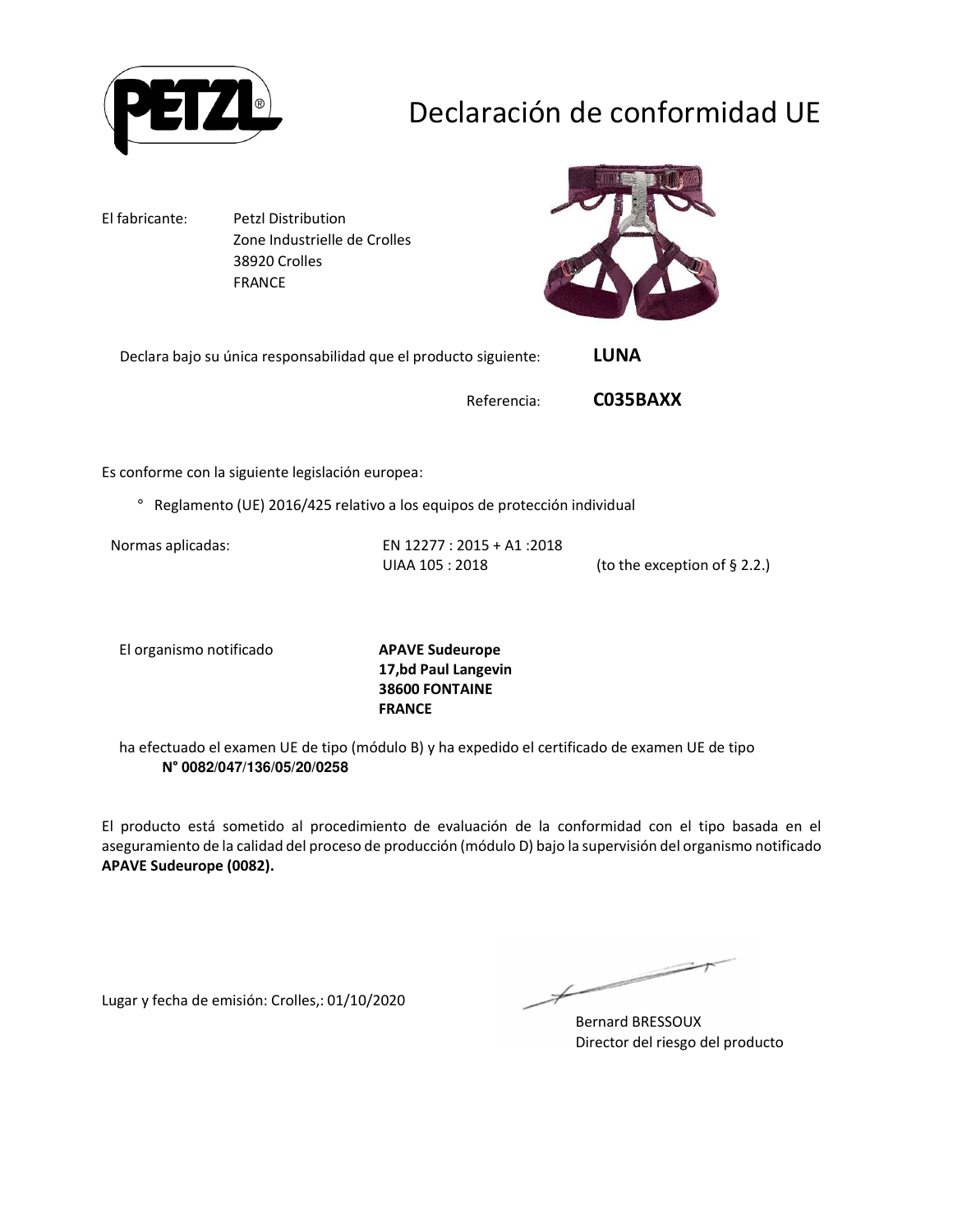# Declaración de conformidad UE

El fabricante: Petzl Distribution
Zone Industrielle de Crolles
38920 Crolles
FRANCE

Declara bajo su única responsabilidad que el producto siguiente: **LUNA**

Referencia: **C035BAXX**

Es conforme con la siguiente legislación europea:

° Reglamento (UE) 2016/425 relativo a los equipos de protección individual

Normas aplicadas: EN 12277 : 2015 + A1 :2018
UIAA 105 : 2018 (to the exception of § 2.2.)

El organismo notificado **APAVE Sudeurope**
**17,bd Paul Langevin**
**38600 FONTAINE**
**FRANCE**

ha efectuado el examen UE de tipo (módulo B) y ha expedido el certificado de examen UE de tipo
**N° 0082/047/136/05/20/0258**

El producto está sometido al procedimiento de evaluación de la conformidad con el tipo basada en el aseguramiento de la calidad del proceso de producción (módulo D) bajo la supervisión del organismo notificado **APAVE Sudeurope (0082).**

Lugar y fecha de emisión: Crolles,: 01/10/2020

Bernard BRESSOUX
Director del riesgo del producto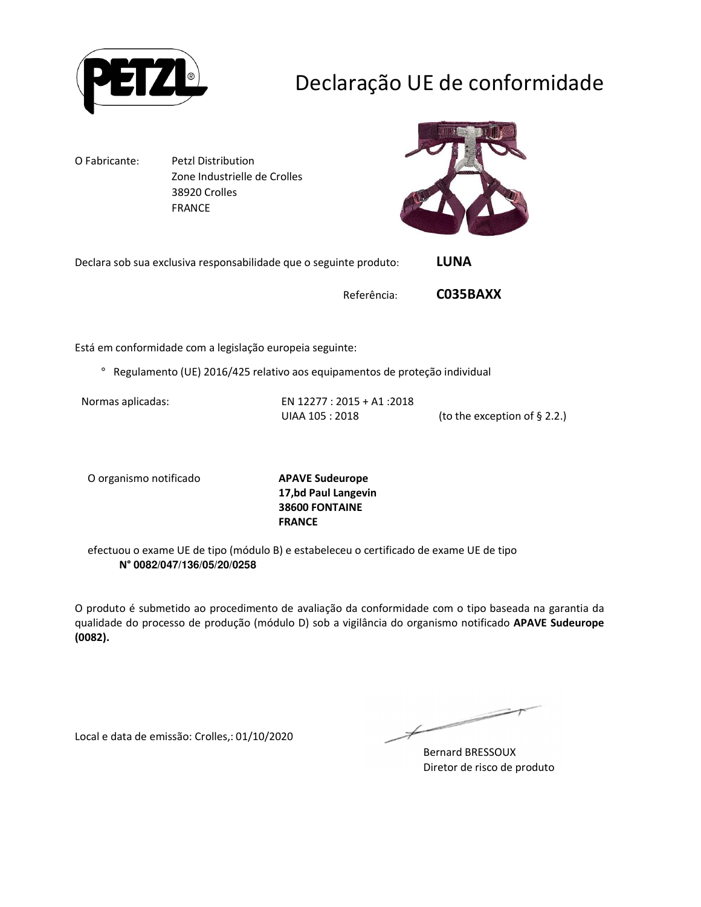# Declaração UE de conformidade

O Fabricante: Petzl Distribution
Zone Industrielle de Crolles
38920 Crolles
FRANCE

Declara sob sua exclusiva responsabilidade que o seguinte produto: **LUNA**

Referência: **C035BAXX**

Está em conformidade com a legislação europeia seguinte:

° Regulamento (UE) 2016/425 relativo aos equipamentos de proteção individual

Normas aplicadas: EN 12277 : 2015 + A1 :2018
UIAA 105 : 2018 (to the exception of § 2.2.)

O organismo notificado **APAVE Sudeurope**
**17,bd Paul Langevin**
**38600 FONTAINE**
**FRANCE**

efectuou o exame UE de tipo (módulo B) e estabeleceu o certificado de exame UE de tipo
**N° 0082/047/136/05/20/0258**

O produto é submetido ao procedimento de avaliação da conformidade com o tipo baseada na garantia da qualidade do processo de produção (módulo D) sob a vigilância do organismo notificado **APAVE Sudeurope (0082).**

Local e data de emissão: Crolles,: 01/10/2020

Bernard BRESSOUX
Diretor de risco de produto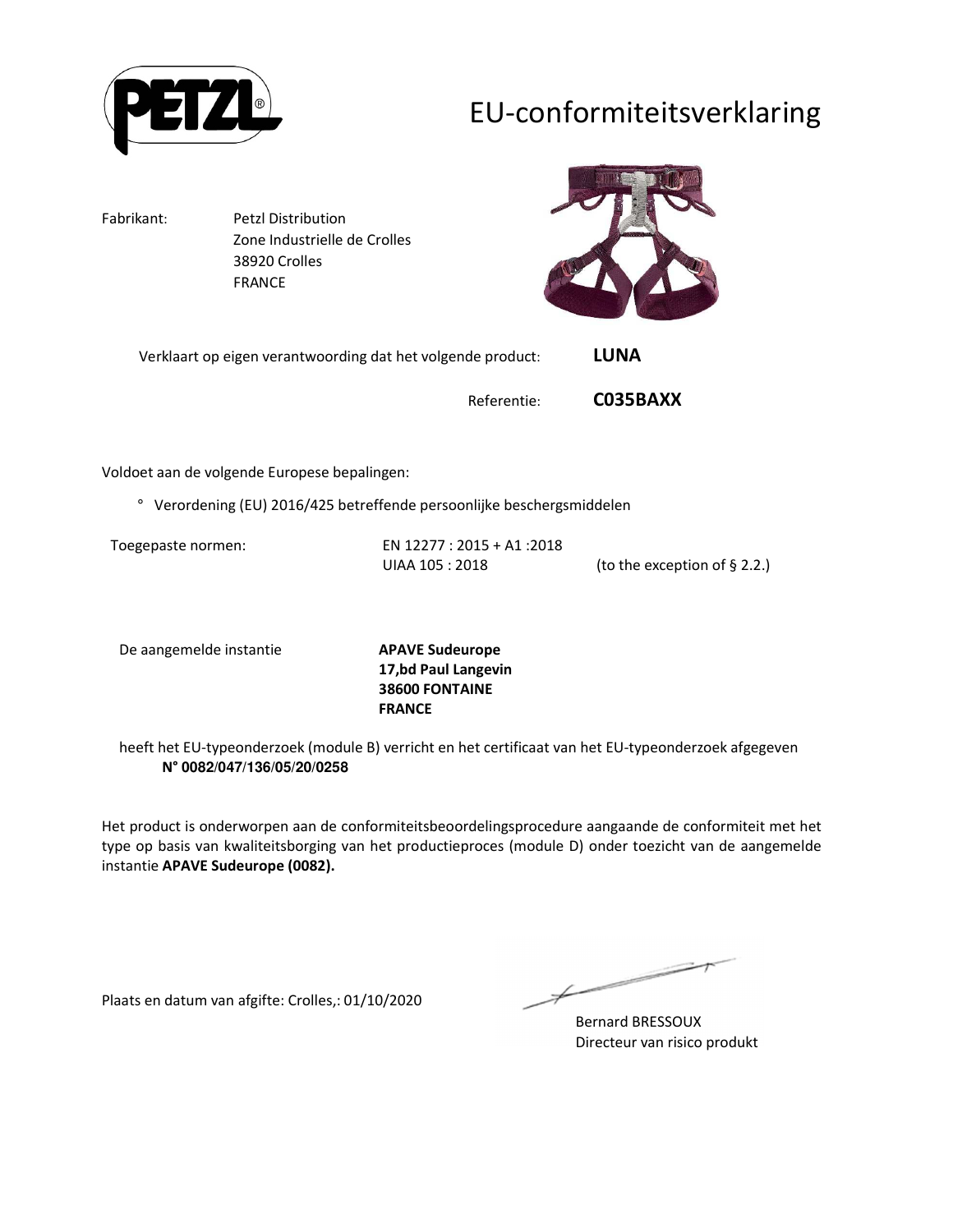# EU-conformiteitsverklaring

Fabrikant: Petzl Distribution
Zone Industrielle de Crolles
38920 Crolles
FRANCE

Verklaart op eigen verantwoording dat het volgende product: **LUNA**

Referentie: **C035BAXX**

Voldoet aan de volgende Europese bepalingen:

° Verordening (EU) 2016/425 betreffende persoonlijke beschergsmiddelen

Toegepaste normen: EN 12277 : 2015 + A1 :2018
UIAA 105 : 2018 (to the exception of § 2.2.)

De aangemelde instantie **APAVE Sudeurope**
**17,bd Paul Langevin**
**38600 FONTAINE**
**FRANCE**

heeft het EU-typeonderzoek (module B) verricht en het certificaat van het EU-typeonderzoek afgegeven
**N° 0082/047/136/05/20/0258**

Het product is onderworpen aan de conformiteitsbeoordelingsprocedure aangaande de conformiteit met het type op basis van kwaliteitsborging van het productieproces (module D) onder toezicht van de aangemelde instantie **APAVE Sudeurope (0082).**

Plaats en datum van afgifte: Crolles,: 01/10/2020

Bernard BRESSOUX
Directeur van risico produkt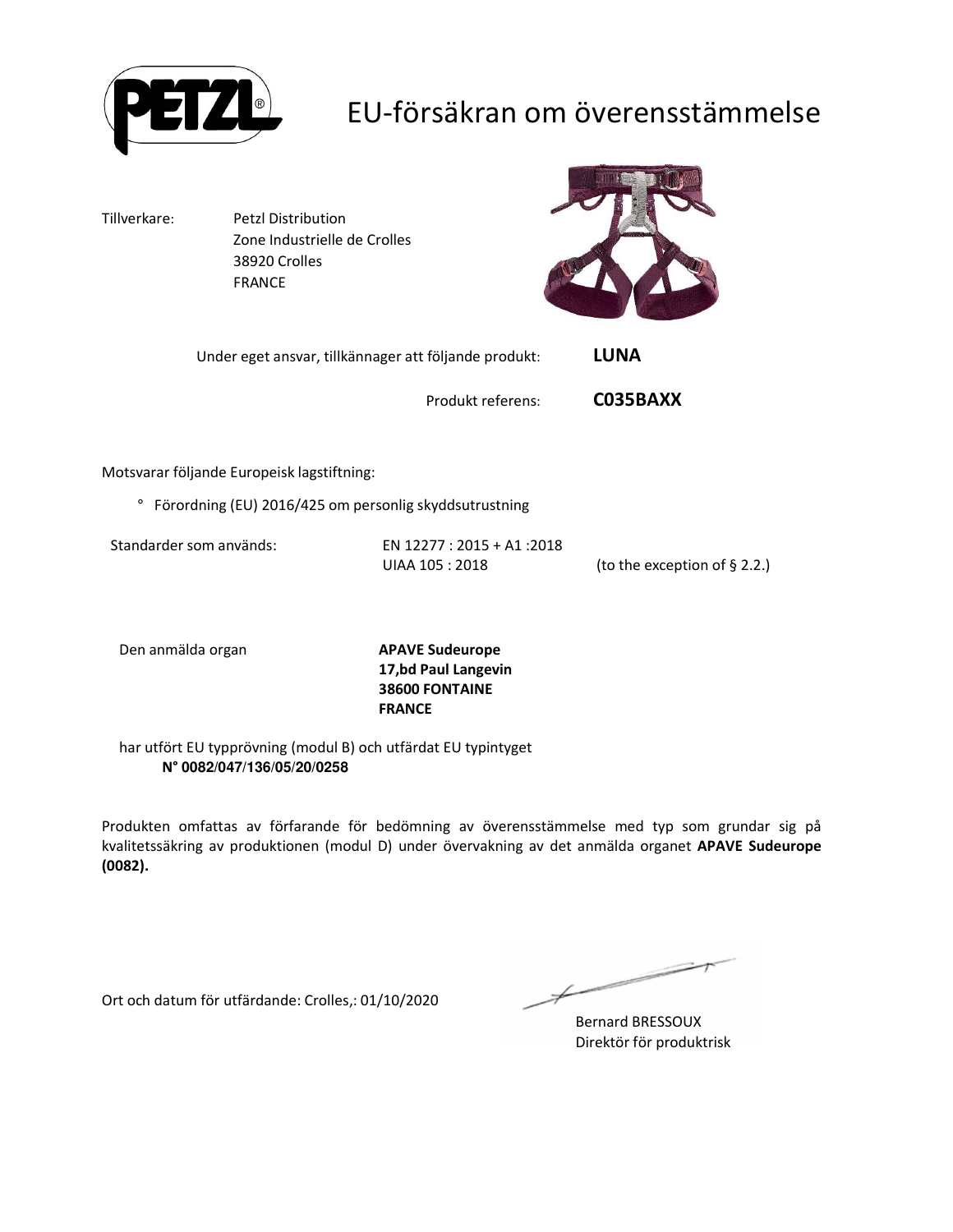# EU-försäkran om överensstämmelse

Tillverkare: Petzl Distribution
Zone Industrielle de Crolles
38920 Crolles
FRANCE

Under eget ansvar, tillkännager att följande produkt: **LUNA**

Produkt referens: **C035BAXX**

Motsvarar följande Europeisk lagstiftning:

° Förordning (EU) 2016/425 om personlig skyddsutrustning

Standarder som används: EN 12277 : 2015 + A1 :2018
UIAA 105 : 2018 (to the exception of § 2.2.)

Den anmälda organ **APAVE Sudeurope**
**17,bd Paul Langevin**
**38600 FONTAINE**
**FRANCE**

har utfört EU typprövning (modul B) och utfärdat EU typintyget
**N° 0082/047/136/05/20/0258**

Produkten omfattas av förfarande för bedömning av överensstämmelse med typ som grundar sig på kvalitetssäkring av produktionen (modul D) under övervakning av det anmälda organet **APAVE Sudeurope (0082).**

Ort och datum för utfärdande: Crolles,: 01/10/2020

Bernard BRESSOUX
Direktör för produktrisk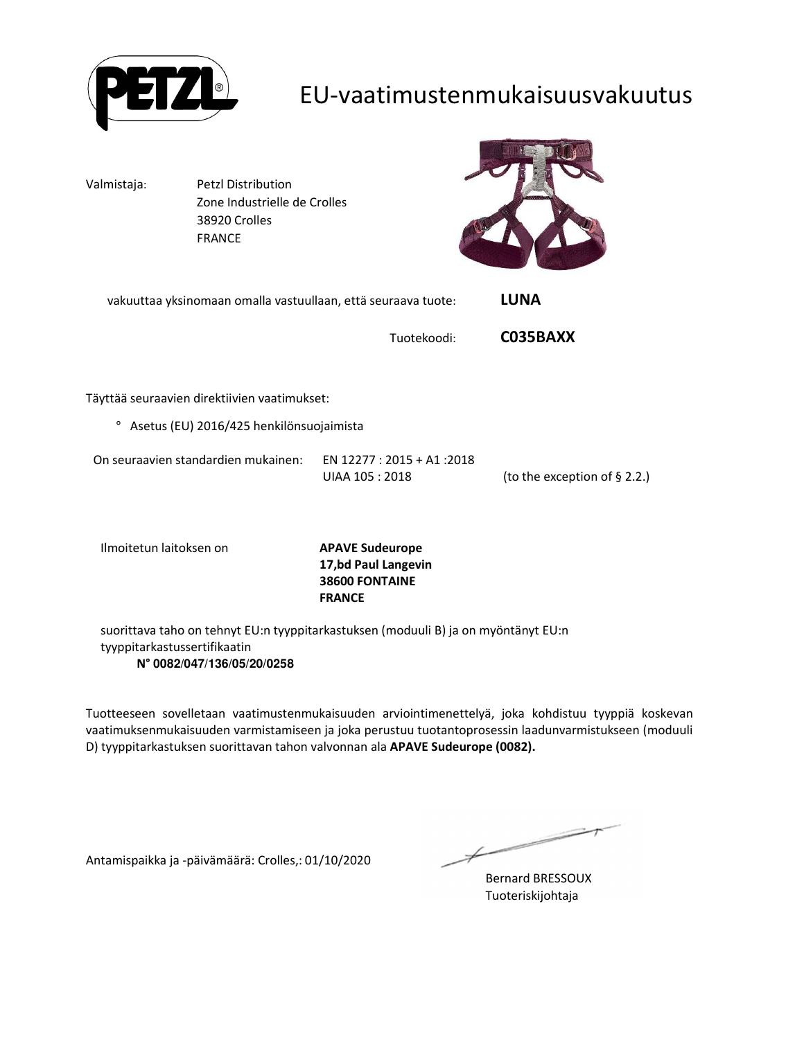# EU-vaatimustenmukaisuusvakuutus

Valmistaja: Petzl Distribution
Zone Industrielle de Crolles
38920 Crolles
FRANCE

vakuuttaa yksinomaan omalla vastuullaan, että seuraava tuote: **LUNA**

Tuotekoodi: **C035BAXX**

Täyttää seuraavien direktiivien vaatimukset:

° Asetus (EU) 2016/425 henkilönsuojaimista

On seuraavien standardien mukainen: EN 12277 : 2015 + A1 :2018
UIAA 105 : 2018 (to the exception of § 2.2.)

Ilmoitetun laitoksen on **APAVE Sudeurope**
**17,bd Paul Langevin**
**38600 FONTAINE**
**FRANCE**

suorittava taho on tehnyt EU:n tyyppitarkastuksen (moduuli B) ja on myöntänyt EU:n tyyppitarkastussertifikaatin
**N° 0082/047/136/05/20/0258**

Tuotteeseen sovelletaan vaatimustenmukaisuuden arviointimenettelyä, joka kohdistuu tyyppiä koskevan vaatimuksenmukaisuuden varmistamiseen ja joka perustuu tuotantoprosessin laadunvarmistukseen (moduuli D) tyyppitarkastuksen suorittavan tahon valvonnan ala **APAVE Sudeurope (0082).**

Antamispaikka ja -päivämäärä: Crolles,: 01/10/2020

Bernard BRESSOUX
Tuoteriskijohtaja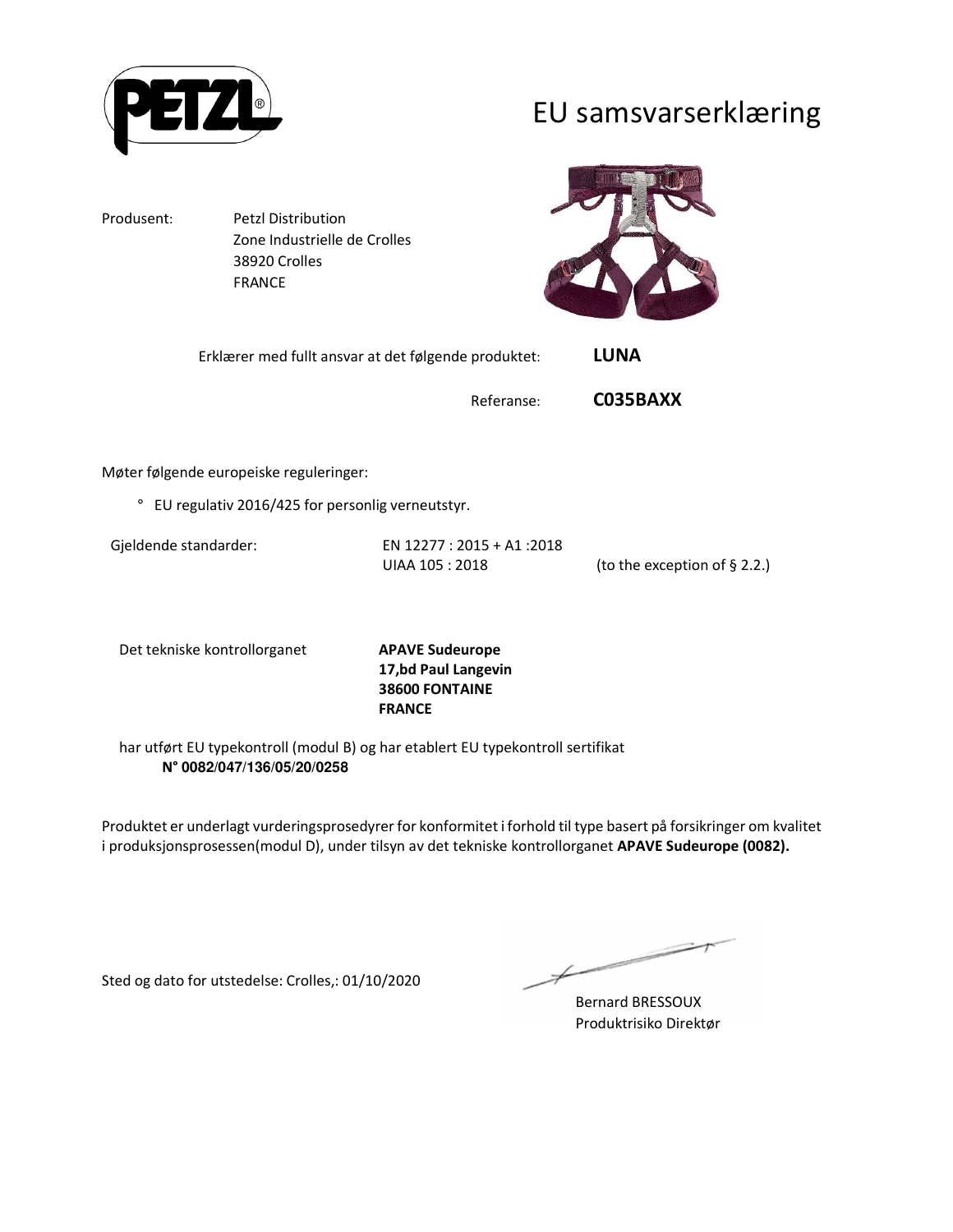PETZL®

# EU samsvarserklæring

Produsent: Petzl Distribution
Zone Industrielle de Crolles
38920 Crolles
FRANCE

Erklærer med fullt ansvar at det følgende produktet: **LUNA**

Referanse: **C035BAXX**

Møter følgende europeiske reguleringer:

° EU regulativ 2016/425 for personlig verneutstyr.

Gjeldende standarder: EN 12277 : 2015 + A1 :2018
UIAA 105 : 2018 (to the exception of § 2.2.)

Det tekniske kontrollorganet **APAVE Sudeurope**
**17,bd Paul Langevin**
**38600 FONTAINE**
**FRANCE**

har utført EU typekontroll (modul B) og har etablert EU typekontroll sertifikat
**N° 0082/047/136/05/20/0258**

Produktet er underlagt vurderingsprosedyrer for konformitet i forhold til type basert på forsikringer om kvalitet i produksjonsprosessen(modul D), under tilsyn av det tekniske kontrollorganet **APAVE Sudeurope (0082).**

Sted og dato for utstedelse: Crolles,: 01/10/2020

Bernard BRESSOUX
Produktrisiko Direktør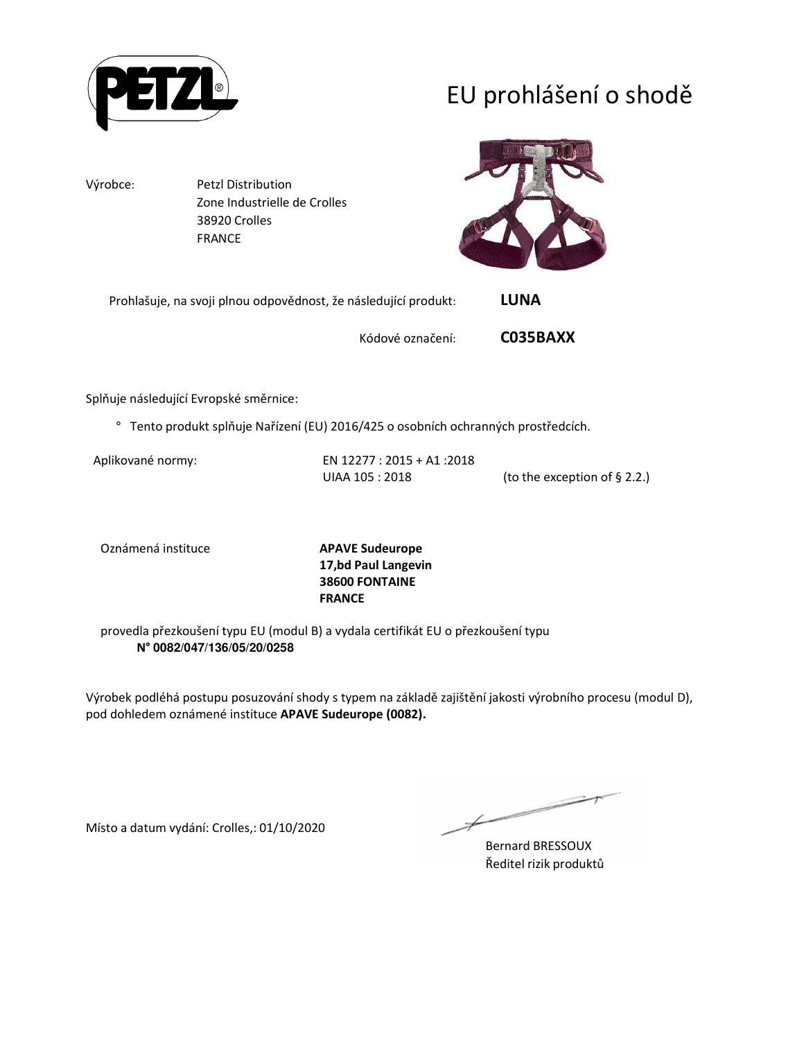PETZL®

# EU prohlášení o shodě

Výrobce: Petzl Distribution
Zone Industrielle de Crolles
38920 Crolles
FRANCE

Prohlašuje, na svoji plnou odpovědnost, že následující produkt: **LUNA**

Kódové označení: **C035BAXX**

Splňuje následující Evropské směrnice:

° Tento produkt splňuje Nařízení (EU) 2016/425 o osobních ochranných prostředcích.

Aplikované normy: EN 12277 : 2015 + A1 :2018
UIAA 105 : 2018 (to the exception of § 2.2.)

Oznámená instituce **APAVE Sudeurope**
**17,bd Paul Langevin**
**38600 FONTAINE**
**FRANCE**

provedla přezkoušení typu EU (modul B) a vydala certifikát EU o přezkoušení typu
**N° 0082/047/136/05/20/0258**

Výrobek podléhá postupu posuzování shody s typem na základě zajištění jakosti výrobního procesu (modul D), pod dohledem oznámené instituce **APAVE Sudeurope (0082).**

Místo a datum vydání: Crolles,: 01/10/2020

Bernard BRESSOUX
Ředitel rizik produktů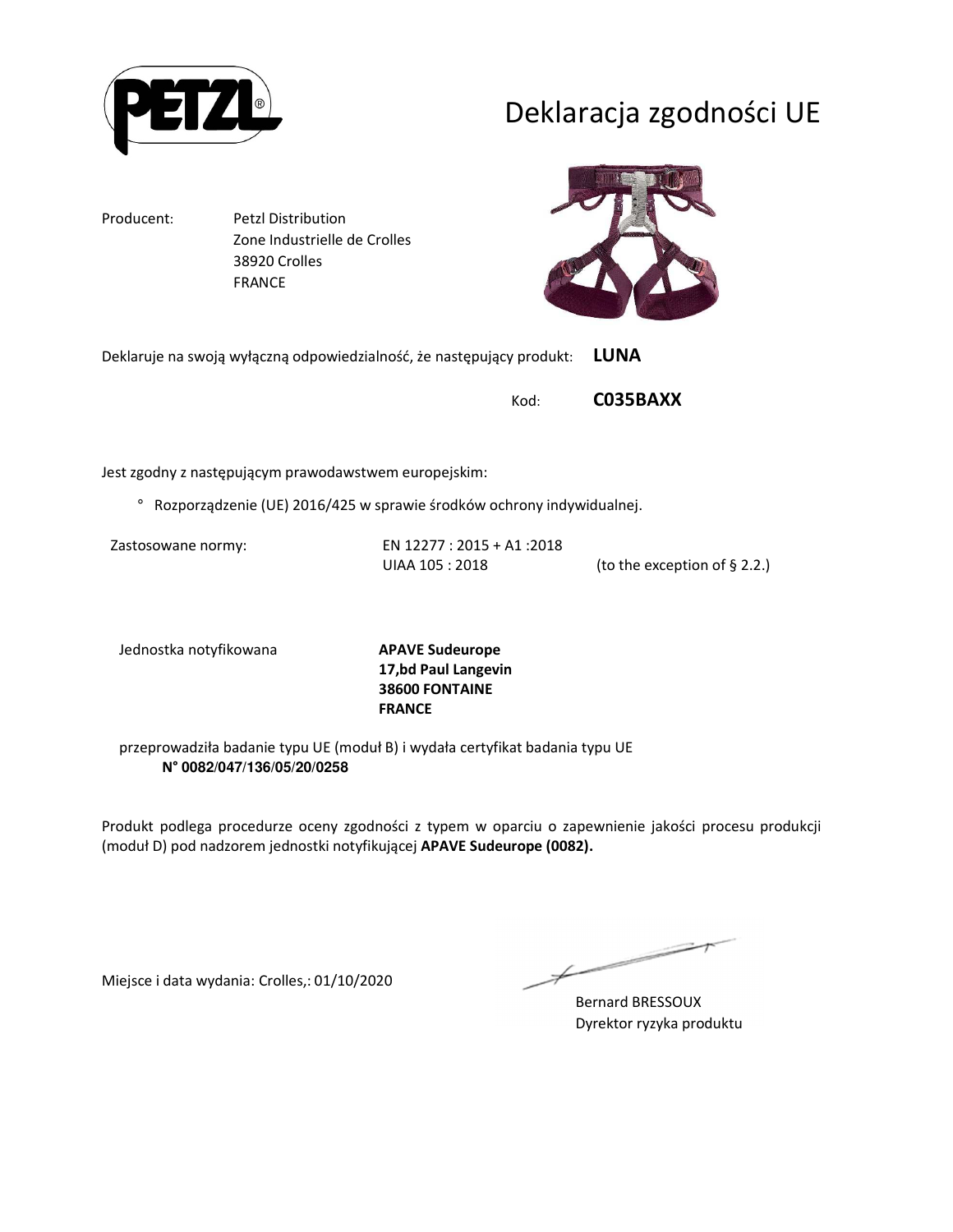# Deklaracja zgodności UE

| | |
|---|---|
| Producent: | Petzl Distribution<br>Zone Industrielle de Crolles<br>38920 Crolles<br>FRANCE |

Deklaruje na swoją wyłączną odpowiedzialność, że następujący produkt: **LUNA**

Kod: **C035BAXX**

Jest zgodny z następującym prawodawstwem europejskim:

° Rozporządzenie (UE) 2016/425 w sprawie środków ochrony indywidualnej.

| Zastosowane normy: | | |
|---|---|---|
| | EN 12277 : 2015 + A1 :2018 | |
| | UIAA 105 : 2018 | (to the exception of § 2.2.) |

Jednostka notyfikowana

**APAVE Sudeurope**
**17,bd Paul Langevin**
**38600 FONTAINE**
**FRANCE**

przeprowadziła badanie typu UE (moduł B) i wydała certyfikat badania typu UE
**N° 0082/047/136/05/20/0258**

Produkt podlega procedurze oceny zgodności z typem w oparciu o zapewnienie jakości procesu produkcji (moduł D) pod nadzorem jednostki notyfikującej **APAVE Sudeurope (0082).**

Miejsce i data wydania: Crolles,: 01/10/2020

Bernard BRESSOUX
Dyrektor ryzyka produktu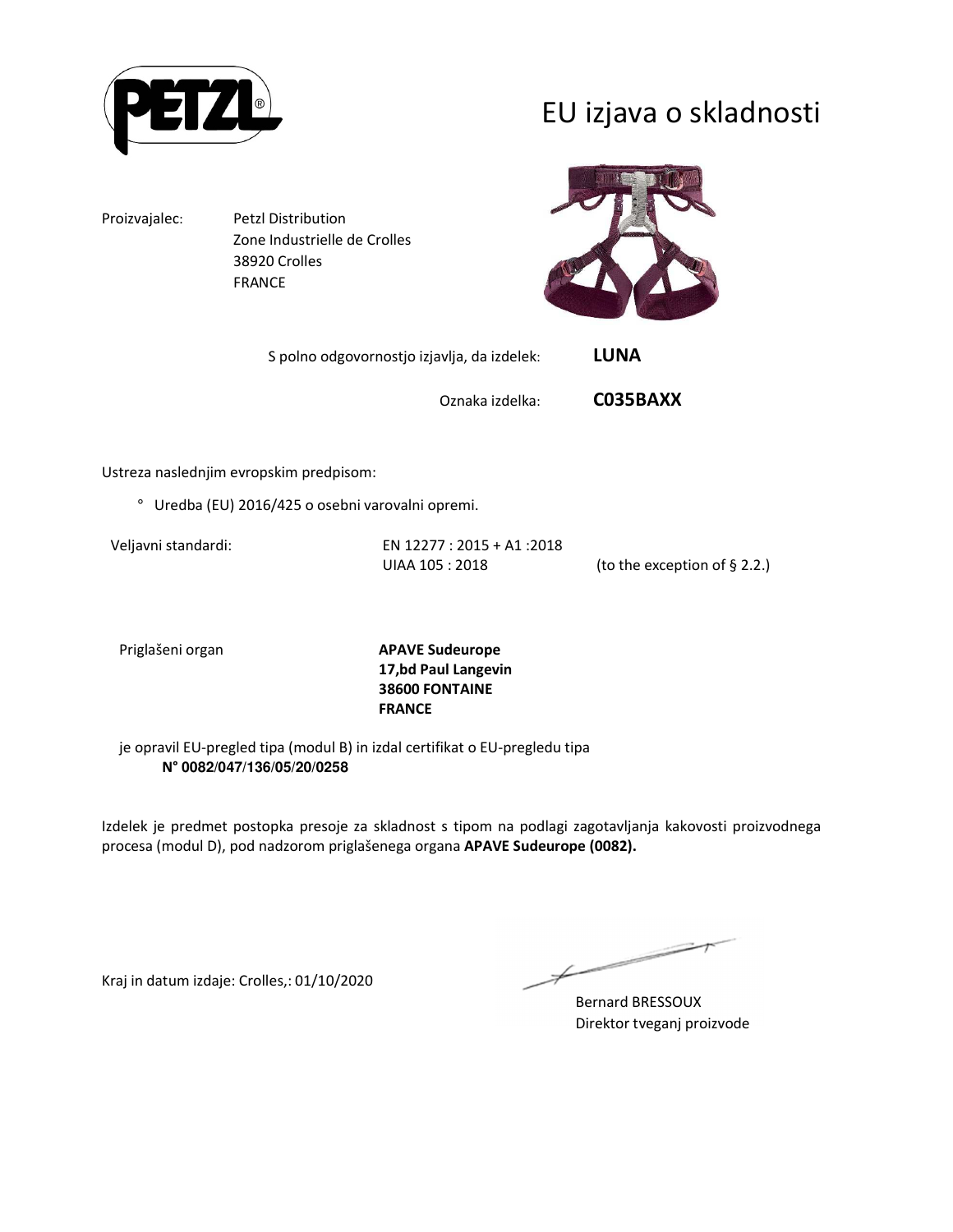# EU izjava o skladnosti

Proizvajalec: Petzl Distribution
Zone Industrielle de Crolles
38920 Crolles
FRANCE

S polno odgovornostjo izjavlja, da izdelek: **LUNA**

Oznaka izdelka: **C035BAXX**

Ustreza naslednjim evropskim predpisom:

° Uredba (EU) 2016/425 o osebni varovalni opremi.

Veljavni standardi: EN 12277 : 2015 + A1 :2018
UIAA 105 : 2018 (to the exception of § 2.2.)

Priglašeni organ **APAVE Sudeurope**
**17,bd Paul Langevin**
**38600 FONTAINE**
**FRANCE**

je opravil EU-pregled tipa (modul B) in izdal certifikat o EU-pregledu tipa
**N° 0082/047/136/05/20/0258**

Izdelek je predmet postopka presoje za skladnost s tipom na podlagi zagotavljanja kakovosti proizvodnega procesa (modul D), pod nadzorom priglašenega organa **APAVE Sudeurope (0082).**

Kraj in datum izdaje: Crolles,: 01/10/2020

Bernard BRESSOUX
Direktor tveganj proizvode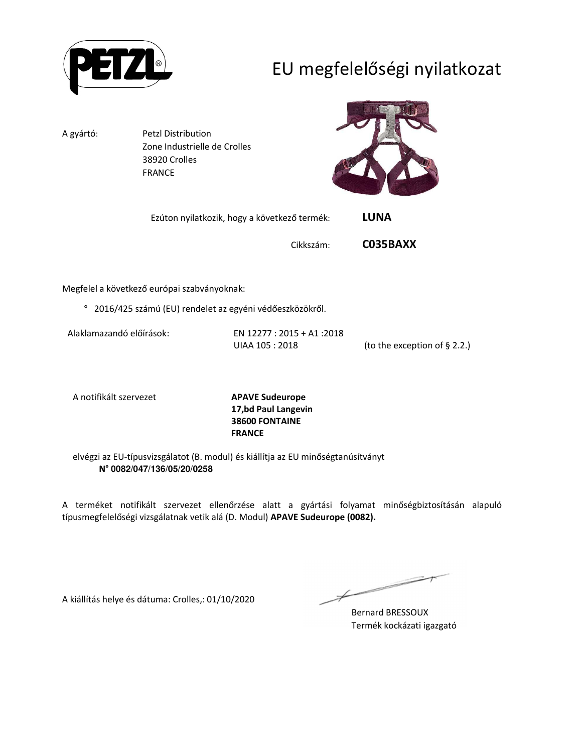# EU megfelelőségi nyilatkozat

A gyártó: Petzl Distribution
Zone Industrielle de Crolles
38920 Crolles
FRANCE

Ezúton nyilatkozik, hogy a következő termék: **LUNA**

Cikkszám: **C035BAXX**

Megfelel a következő európai szabványoknak:

° 2016/425 számú (EU) rendelet az egyéni védőeszközökről.

Alaklamazandó előírások: EN 12277 : 2015 + A1 :2018
UIAA 105 : 2018 (to the exception of § 2.2.)

A notifikált szervezet **APAVE Sudeurope**
**17,bd Paul Langevin**
**38600 FONTAINE**
**FRANCE**

elvégzi az EU-típusvizsgálatot (B. modul) és kiállítja az EU minőségtanúsítványt
**N° 0082/047/136/05/20/0258**

A terméket notifikált szervezet ellenőrzése alatt a gyártási folyamat minőségbiztosításán alapuló típusmegfelelőségi vizsgálatnak vetik alá (D. Modul) **APAVE Sudeurope (0082).**

A kiállítás helye és dátuma: Crolles,: 01/10/2020

Bernard BRESSOUX
Termék kockázati igazgató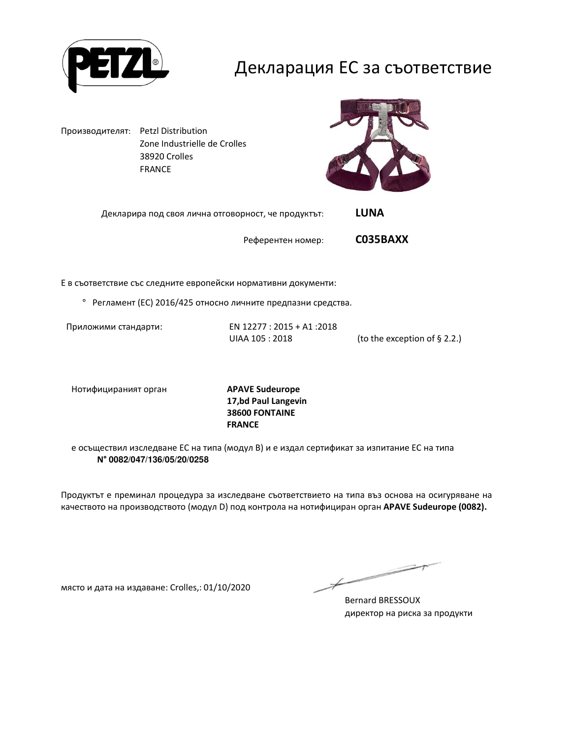# Декларация ЕС за съответствие

Производителят: Petzl Distribution
Zone Industrielle de Crolles
38920 Crolles
FRANCE

Декларира под своя лична отговорност, че продуктът: **LUNA**

Референтен номер: **C035BAXX**

Е в съответствие със следните европейски нормативни документи:

° Регламент (ЕС) 2016/425 относно личните предпазни средства.

Приложими стандарти: EN 12277 : 2015 + A1 :2018
UIAA 105 : 2018 (to the exception of § 2.2.)

Нотифицираният орган **APAVE Sudeurope**
**17,bd Paul Langevin**
**38600 FONTAINE**
**FRANCE**

е осъществил изследване ЕС на типа (модул B) и е издал сертификат за изпитание ЕС на типа
**N° 0082/047/136/05/20/0258**

Продуктът е преминал процедура за изследване съответствието на типа въз основа на осигуряване на качеството на производството (модул D) под контрола на нотифициран орган **APAVE Sudeurope (0082).**

място и дата на издаване: Crolles,: 01/10/2020

Bernard BRESSOUX
директор на риска за продукти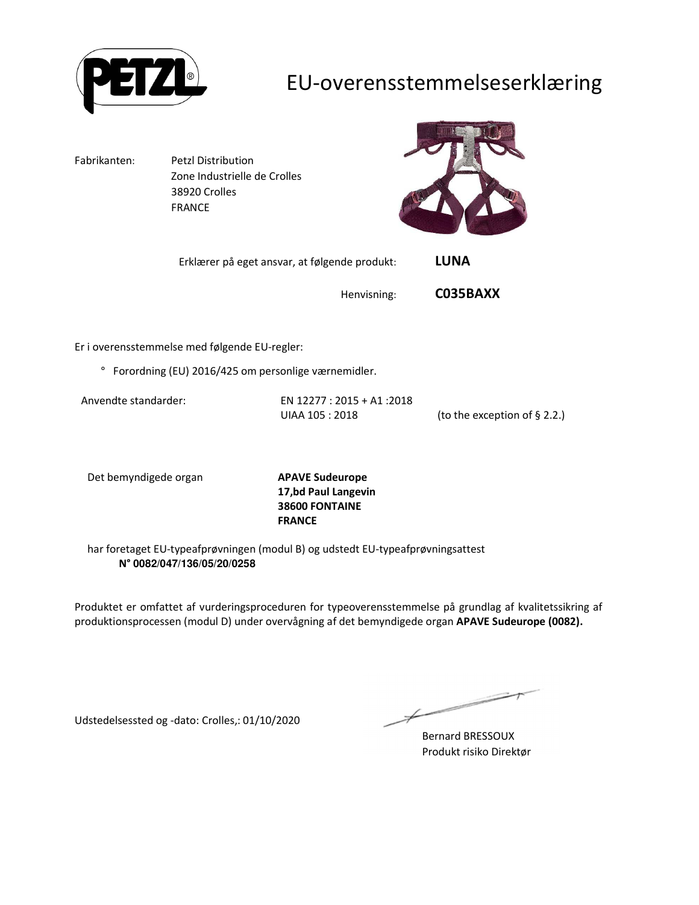# EU-overensstemmelseserklæring

Fabrikanten: Petzl Distribution
Zone Industrielle de Crolles
38920 Crolles
FRANCE

Erklærer på eget ansvar, at følgende produkt: **LUNA**

Henvisning: **C035BAXX**

Er i overensstemmelse med følgende EU-regler:

° Forordning (EU) 2016/425 om personlige værnemidler.

Anvendte standarder: EN 12277 : 2015 + A1 :2018
UIAA 105 : 2018 (to the exception of § 2.2.)

Det bemyndigede organ **APAVE Sudeurope**
**17,bd Paul Langevin**
**38600 FONTAINE**
**FRANCE**

har foretaget EU-typeafprøvningen (modul B) og udstedt EU-typeafprøvningsattest
**N° 0082/047/136/05/20/0258**

Produktet er omfattet af vurderingsproceduren for typeoverensstemmelse på grundlag af kvalitetssikring af produktionsprocessen (modul D) under overvågning af det bemyndigede organ **APAVE Sudeurope (0082).**

Udstedelsessted og -dato: Crolles,: 01/10/2020

Bernard BRESSOUX
Produkt risiko Direktør